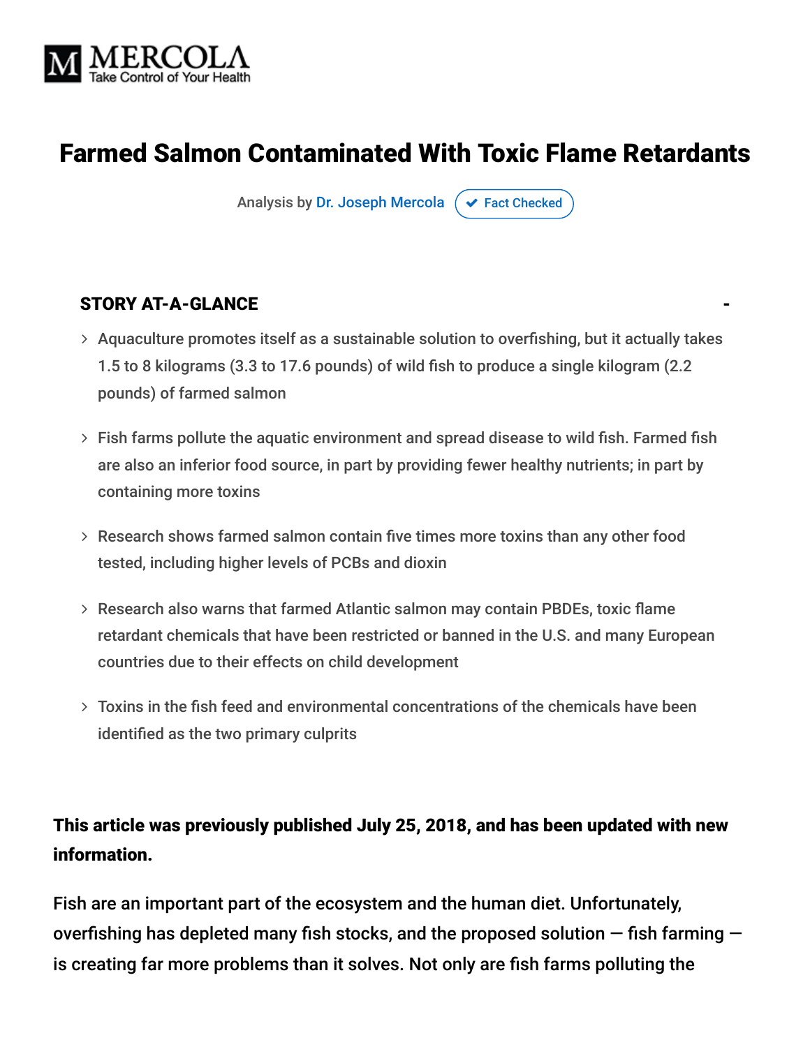MERCOLA
Take Control of Your Health

# Farmed Salmon Contaminated With Toxic Flame Retardants

Analysis by Dr. Joseph Mercola ✔ Fact Checked

## STORY AT-A-GLANCE

- Aquaculture promotes itself as a sustainable solution to overfishing, but it actually takes 1.5 to 8 kilograms (3.3 to 17.6 pounds) of wild fish to produce a single kilogram (2.2 pounds) of farmed salmon
- Fish farms pollute the aquatic environment and spread disease to wild fish. Farmed fish are also an inferior food source, in part by providing fewer healthy nutrients; in part by containing more toxins
- Research shows farmed salmon contain five times more toxins than any other food tested, including higher levels of PCBs and dioxin
- Research also warns that farmed Atlantic salmon may contain PBDEs, toxic flame retardant chemicals that have been restricted or banned in the U.S. and many European countries due to their effects on child development
- Toxins in the fish feed and environmental concentrations of the chemicals have been identified as the two primary culprits

**This article was previously published July 25, 2018, and has been updated with new information.**

Fish are an important part of the ecosystem and the human diet. Unfortunately, overfishing has depleted many fish stocks, and the proposed solution — fish farming — is creating far more problems than it solves. Not only are fish farms polluting the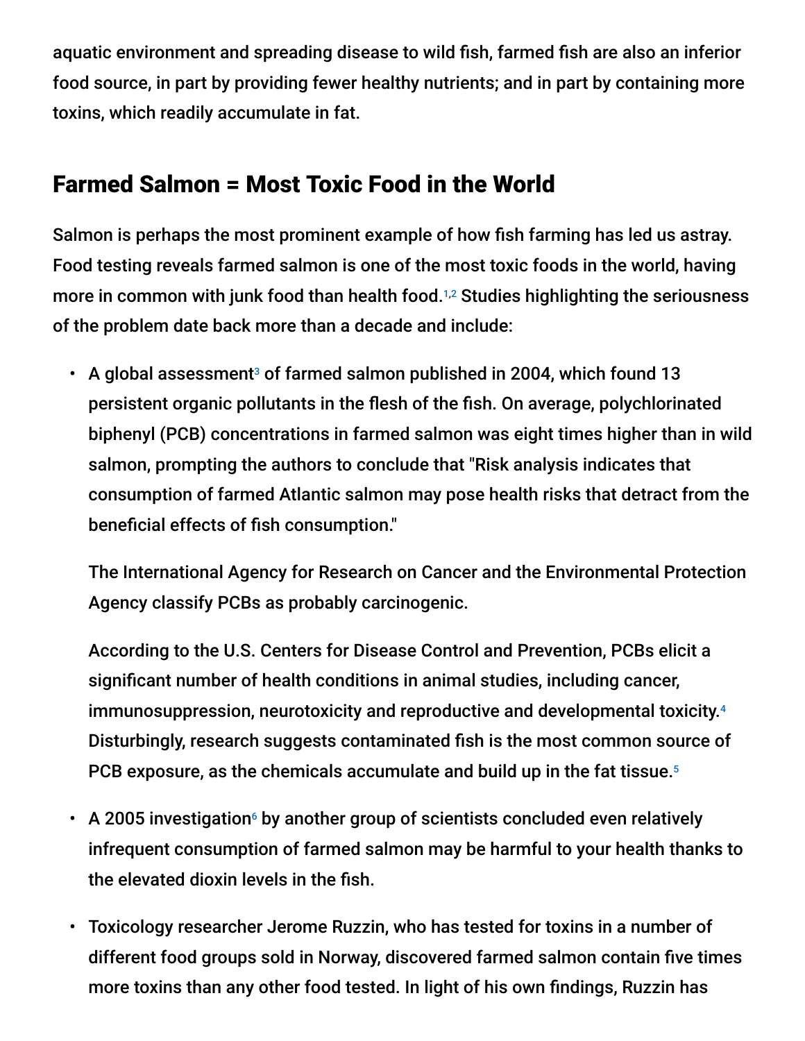aquatic environment and spreading disease to wild fish, farmed fish are also an inferior food source, in part by providing fewer healthy nutrients; and in part by containing more toxins, which readily accumulate in fat.

## Farmed Salmon = Most Toxic Food in the World

Salmon is perhaps the most prominent example of how fish farming has led us astray. Food testing reveals farmed salmon is one of the most toxic foods in the world, having more in common with junk food than health food.[1,2] Studies highlighting the seriousness of the problem date back more than a decade and include:

- A global assessment[3] of farmed salmon published in 2004, which found 13 persistent organic pollutants in the flesh of the fish. On average, polychlorinated biphenyl (PCB) concentrations in farmed salmon was eight times higher than in wild salmon, prompting the authors to conclude that "Risk analysis indicates that consumption of farmed Atlantic salmon may pose health risks that detract from the beneficial effects of fish consumption."

  The International Agency for Research on Cancer and the Environmental Protection Agency classify PCBs as probably carcinogenic.

  According to the U.S. Centers for Disease Control and Prevention, PCBs elicit a significant number of health conditions in animal studies, including cancer, immunosuppression, neurotoxicity and reproductive and developmental toxicity.[4] Disturbingly, research suggests contaminated fish is the most common source of PCB exposure, as the chemicals accumulate and build up in the fat tissue.[5]

- A 2005 investigation[6] by another group of scientists concluded even relatively infrequent consumption of farmed salmon may be harmful to your health thanks to the elevated dioxin levels in the fish.

- Toxicology researcher Jerome Ruzzin, who has tested for toxins in a number of different food groups sold in Norway, discovered farmed salmon contain five times more toxins than any other food tested. In light of his own findings, Ruzzin has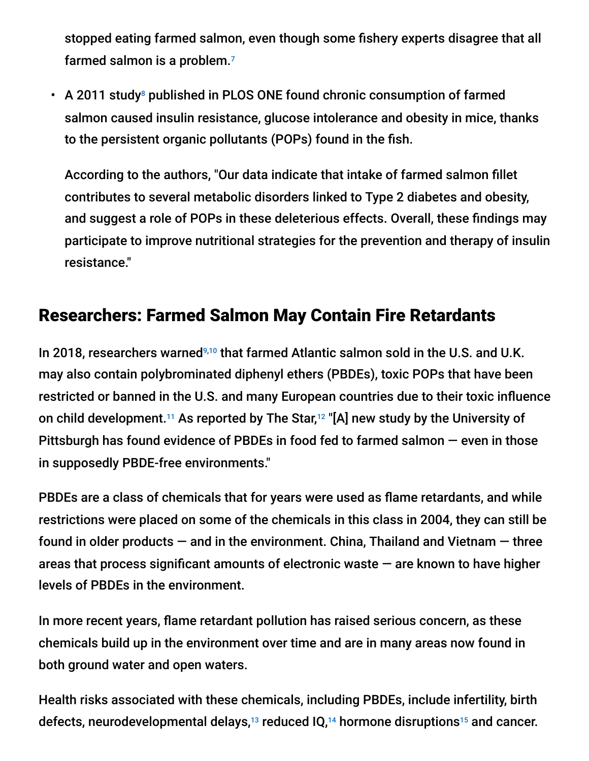stopped eating farmed salmon, even though some fishery experts disagree that all farmed salmon is a problem.[7]

- A 2011 study[8] published in PLOS ONE found chronic consumption of farmed salmon caused insulin resistance, glucose intolerance and obesity in mice, thanks to the persistent organic pollutants (POPs) found in the fish.

  According to the authors, "Our data indicate that intake of farmed salmon fillet contributes to several metabolic disorders linked to Type 2 diabetes and obesity, and suggest a role of POPs in these deleterious effects. Overall, these findings may participate to improve nutritional strategies for the prevention and therapy of insulin resistance."

## Researchers: Farmed Salmon May Contain Fire Retardants

In 2018, researchers warned[9,10] that farmed Atlantic salmon sold in the U.S. and U.K. may also contain polybrominated diphenyl ethers (PBDEs), toxic POPs that have been restricted or banned in the U.S. and many European countries due to their toxic influence on child development.[11] As reported by The Star,[12] "[A] new study by the University of Pittsburgh has found evidence of PBDEs in food fed to farmed salmon — even in those in supposedly PBDE-free environments."

PBDEs are a class of chemicals that for years were used as flame retardants, and while restrictions were placed on some of the chemicals in this class in 2004, they can still be found in older products — and in the environment. China, Thailand and Vietnam — three areas that process significant amounts of electronic waste — are known to have higher levels of PBDEs in the environment.

In more recent years, flame retardant pollution has raised serious concern, as these chemicals build up in the environment over time and are in many areas now found in both ground water and open waters.

Health risks associated with these chemicals, including PBDEs, include infertility, birth defects, neurodevelopmental delays,[13] reduced IQ,[14] hormone disruptions[15] and cancer.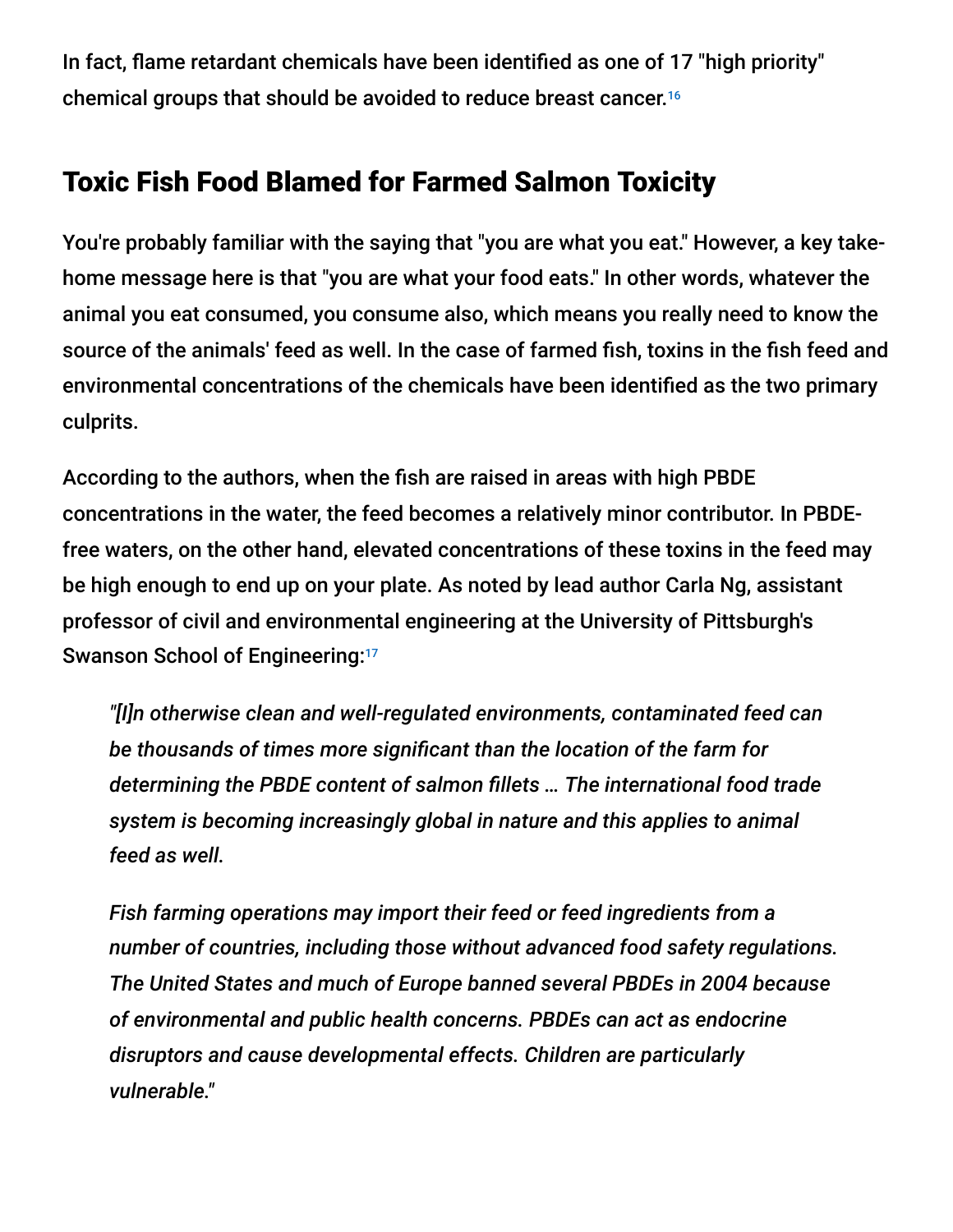In fact, flame retardant chemicals have been identified as one of 17 "high priority" chemical groups that should be avoided to reduce breast cancer.[16]

## Toxic Fish Food Blamed for Farmed Salmon Toxicity

You're probably familiar with the saying that "you are what you eat." However, a key take-home message here is that "you are what your food eats." In other words, whatever the animal you eat consumed, you consume also, which means you really need to know the source of the animals' feed as well. In the case of farmed fish, toxins in the fish feed and environmental concentrations of the chemicals have been identified as the two primary culprits.

According to the authors, when the fish are raised in areas with high PBDE concentrations in the water, the feed becomes a relatively minor contributor. In PBDE-free waters, on the other hand, elevated concentrations of these toxins in the feed may be high enough to end up on your plate. As noted by lead author Carla Ng, assistant professor of civil and environmental engineering at the University of Pittsburgh's Swanson School of Engineering:[17]

> *"[I]n otherwise clean and well-regulated environments, contaminated feed can be thousands of times more significant than the location of the farm for determining the PBDE content of salmon fillets … The international food trade system is becoming increasingly global in nature and this applies to animal feed as well.*
>
> *Fish farming operations may import their feed or feed ingredients from a number of countries, including those without advanced food safety regulations. The United States and much of Europe banned several PBDEs in 2004 because of environmental and public health concerns. PBDEs can act as endocrine disruptors and cause developmental effects. Children are particularly vulnerable."*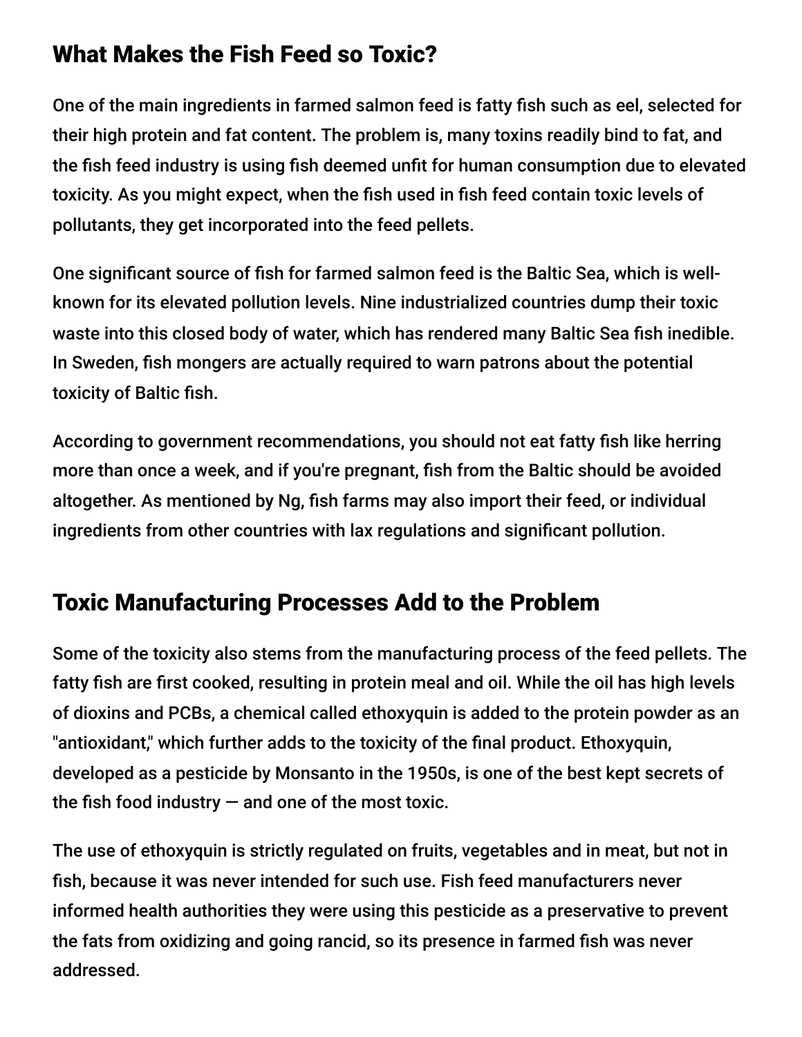## What Makes the Fish Feed so Toxic?

One of the main ingredients in farmed salmon feed is fatty fish such as eel, selected for their high protein and fat content. The problem is, many toxins readily bind to fat, and the fish feed industry is using fish deemed unfit for human consumption due to elevated toxicity. As you might expect, when the fish used in fish feed contain toxic levels of pollutants, they get incorporated into the feed pellets.

One significant source of fish for farmed salmon feed is the Baltic Sea, which is well-known for its elevated pollution levels. Nine industrialized countries dump their toxic waste into this closed body of water, which has rendered many Baltic Sea fish inedible. In Sweden, fish mongers are actually required to warn patrons about the potential toxicity of Baltic fish.

According to government recommendations, you should not eat fatty fish like herring more than once a week, and if you're pregnant, fish from the Baltic should be avoided altogether. As mentioned by Ng, fish farms may also import their feed, or individual ingredients from other countries with lax regulations and significant pollution.

## Toxic Manufacturing Processes Add to the Problem

Some of the toxicity also stems from the manufacturing process of the feed pellets. The fatty fish are first cooked, resulting in protein meal and oil. While the oil has high levels of dioxins and PCBs, a chemical called ethoxyquin is added to the protein powder as an "antioxidant," which further adds to the toxicity of the final product. Ethoxyquin, developed as a pesticide by Monsanto in the 1950s, is one of the best kept secrets of the fish food industry — and one of the most toxic.

The use of ethoxyquin is strictly regulated on fruits, vegetables and in meat, but not in fish, because it was never intended for such use. Fish feed manufacturers never informed health authorities they were using this pesticide as a preservative to prevent the fats from oxidizing and going rancid, so its presence in farmed fish was never addressed.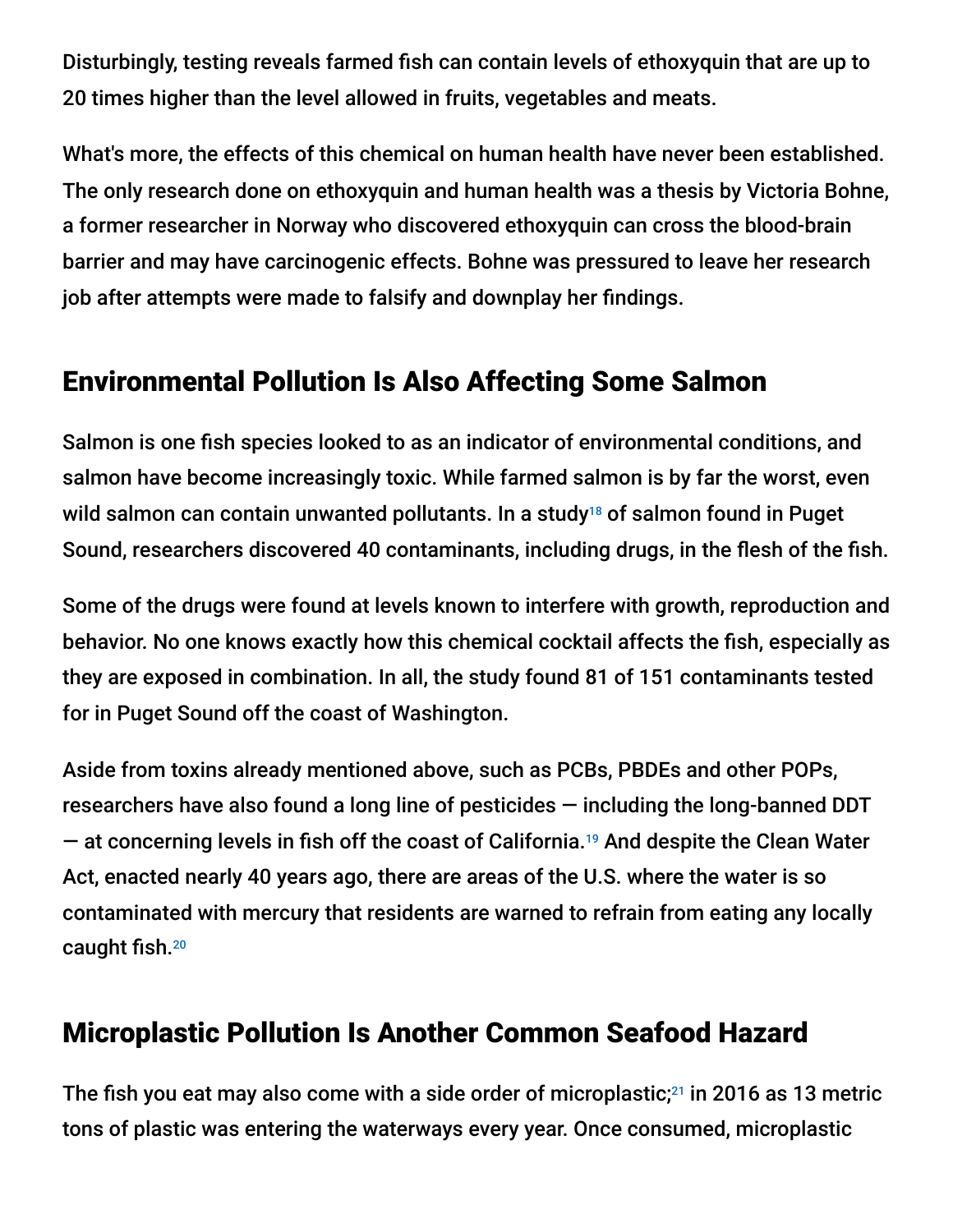Disturbingly, testing reveals farmed fish can contain levels of ethoxyquin that are up to 20 times higher than the level allowed in fruits, vegetables and meats.

What's more, the effects of this chemical on human health have never been established. The only research done on ethoxyquin and human health was a thesis by Victoria Bohne, a former researcher in Norway who discovered ethoxyquin can cross the blood-brain barrier and may have carcinogenic effects. Bohne was pressured to leave her research job after attempts were made to falsify and downplay her findings.

## Environmental Pollution Is Also Affecting Some Salmon

Salmon is one fish species looked to as an indicator of environmental conditions, and salmon have become increasingly toxic. While farmed salmon is by far the worst, even wild salmon can contain unwanted pollutants. In a study[18] of salmon found in Puget Sound, researchers discovered 40 contaminants, including drugs, in the flesh of the fish.

Some of the drugs were found at levels known to interfere with growth, reproduction and behavior. No one knows exactly how this chemical cocktail affects the fish, especially as they are exposed in combination. In all, the study found 81 of 151 contaminants tested for in Puget Sound off the coast of Washington.

Aside from toxins already mentioned above, such as PCBs, PBDEs and other POPs, researchers have also found a long line of pesticides — including the long-banned DDT — at concerning levels in fish off the coast of California.[19] And despite the Clean Water Act, enacted nearly 40 years ago, there are areas of the U.S. where the water is so contaminated with mercury that residents are warned to refrain from eating any locally caught fish.[20]

## Microplastic Pollution Is Another Common Seafood Hazard

The fish you eat may also come with a side order of microplastic;[21] in 2016 as 13 metric tons of plastic was entering the waterways every year. Once consumed, microplastic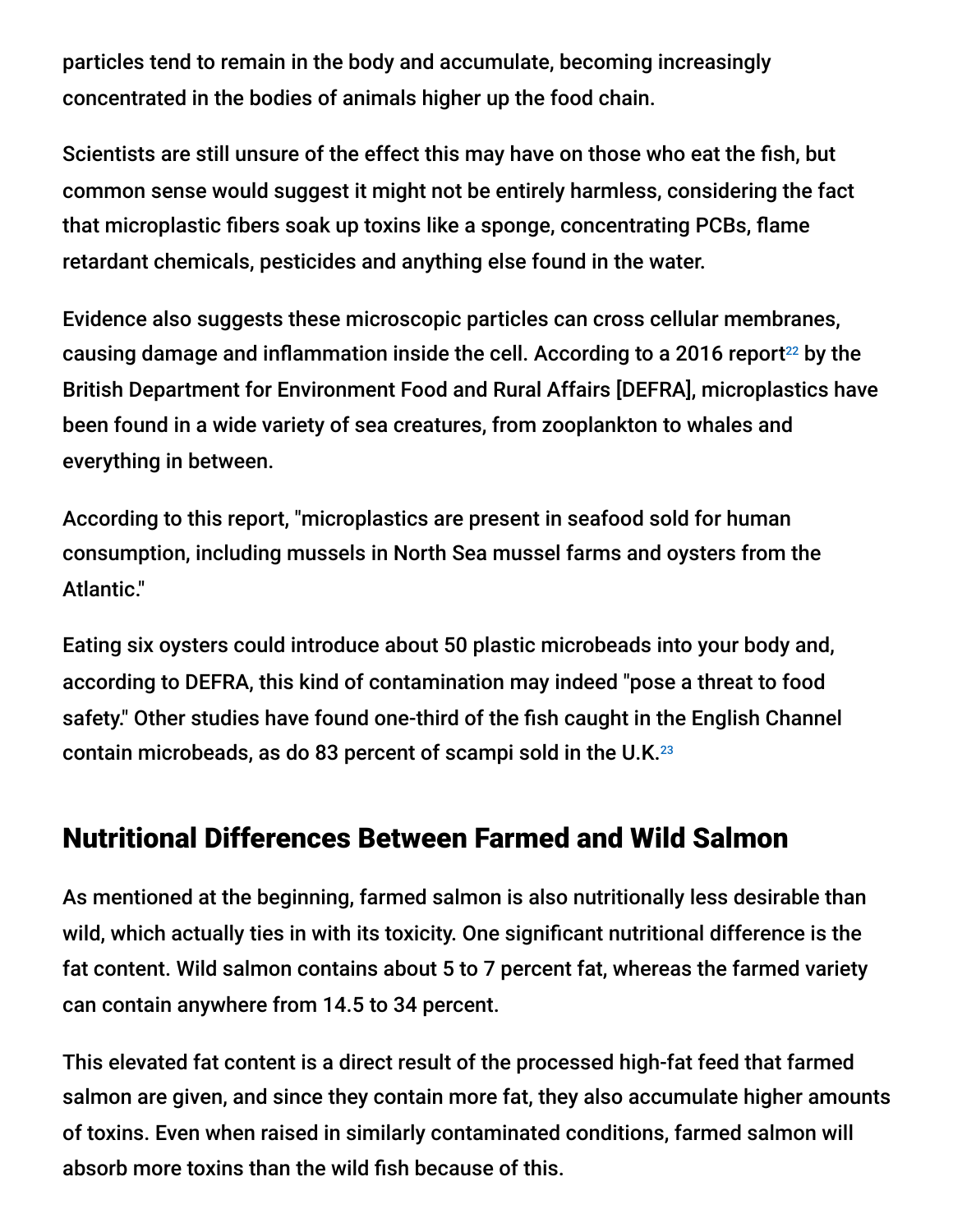particles tend to remain in the body and accumulate, becoming increasingly concentrated in the bodies of animals higher up the food chain.

Scientists are still unsure of the effect this may have on those who eat the fish, but common sense would suggest it might not be entirely harmless, considering the fact that microplastic fibers soak up toxins like a sponge, concentrating PCBs, flame retardant chemicals, pesticides and anything else found in the water.

Evidence also suggests these microscopic particles can cross cellular membranes, causing damage and inflammation inside the cell. According to a 2016 report[22] by the British Department for Environment Food and Rural Affairs [DEFRA], microplastics have been found in a wide variety of sea creatures, from zooplankton to whales and everything in between.

According to this report, "microplastics are present in seafood sold for human consumption, including mussels in North Sea mussel farms and oysters from the Atlantic."

Eating six oysters could introduce about 50 plastic microbeads into your body and, according to DEFRA, this kind of contamination may indeed "pose a threat to food safety." Other studies have found one-third of the fish caught in the English Channel contain microbeads, as do 83 percent of scampi sold in the U.K.[23]

## Nutritional Differences Between Farmed and Wild Salmon

As mentioned at the beginning, farmed salmon is also nutritionally less desirable than wild, which actually ties in with its toxicity. One significant nutritional difference is the fat content. Wild salmon contains about 5 to 7 percent fat, whereas the farmed variety can contain anywhere from 14.5 to 34 percent.

This elevated fat content is a direct result of the processed high-fat feed that farmed salmon are given, and since they contain more fat, they also accumulate higher amounts of toxins. Even when raised in similarly contaminated conditions, farmed salmon will absorb more toxins than the wild fish because of this.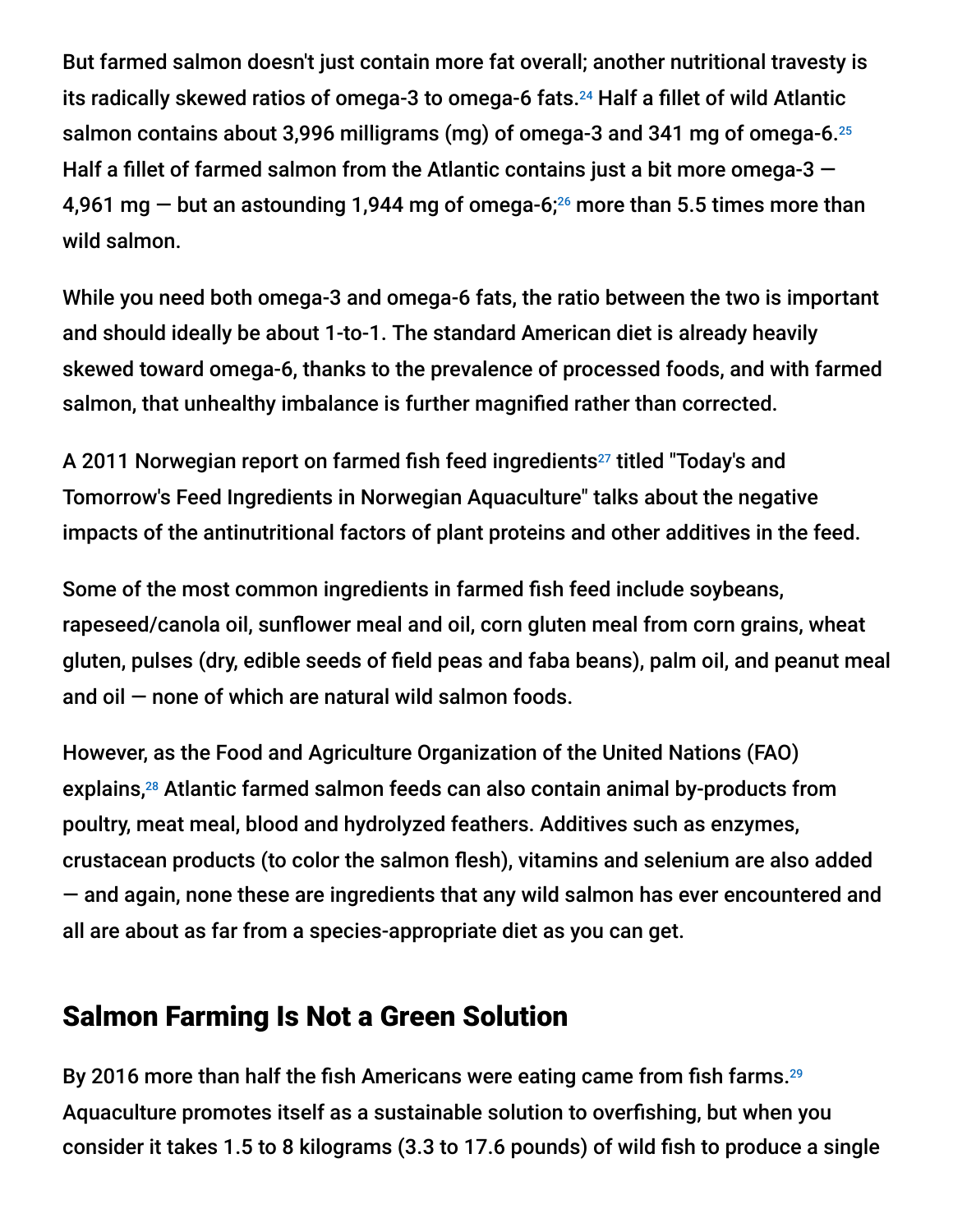But farmed salmon doesn't just contain more fat overall; another nutritional travesty is its radically skewed ratios of omega-3 to omega-6 fats.[24] Half a fillet of wild Atlantic salmon contains about 3,996 milligrams (mg) of omega-3 and 341 mg of omega-6.[25] Half a fillet of farmed salmon from the Atlantic contains just a bit more omega-3 — 4,961 mg — but an astounding 1,944 mg of omega-6;[26] more than 5.5 times more than wild salmon.

While you need both omega-3 and omega-6 fats, the ratio between the two is important and should ideally be about 1-to-1. The standard American diet is already heavily skewed toward omega-6, thanks to the prevalence of processed foods, and with farmed salmon, that unhealthy imbalance is further magnified rather than corrected.

A 2011 Norwegian report on farmed fish feed ingredients[27] titled "Today's and Tomorrow's Feed Ingredients in Norwegian Aquaculture" talks about the negative impacts of the antinutritional factors of plant proteins and other additives in the feed.

Some of the most common ingredients in farmed fish feed include soybeans, rapeseed/canola oil, sunflower meal and oil, corn gluten meal from corn grains, wheat gluten, pulses (dry, edible seeds of field peas and faba beans), palm oil, and peanut meal and oil — none of which are natural wild salmon foods.

However, as the Food and Agriculture Organization of the United Nations (FAO) explains,[28] Atlantic farmed salmon feeds can also contain animal by-products from poultry, meat meal, blood and hydrolyzed feathers. Additives such as enzymes, crustacean products (to color the salmon flesh), vitamins and selenium are also added — and again, none these are ingredients that any wild salmon has ever encountered and all are about as far from a species-appropriate diet as you can get.

## Salmon Farming Is Not a Green Solution

By 2016 more than half the fish Americans were eating came from fish farms.[29] Aquaculture promotes itself as a sustainable solution to overfishing, but when you consider it takes 1.5 to 8 kilograms (3.3 to 17.6 pounds) of wild fish to produce a single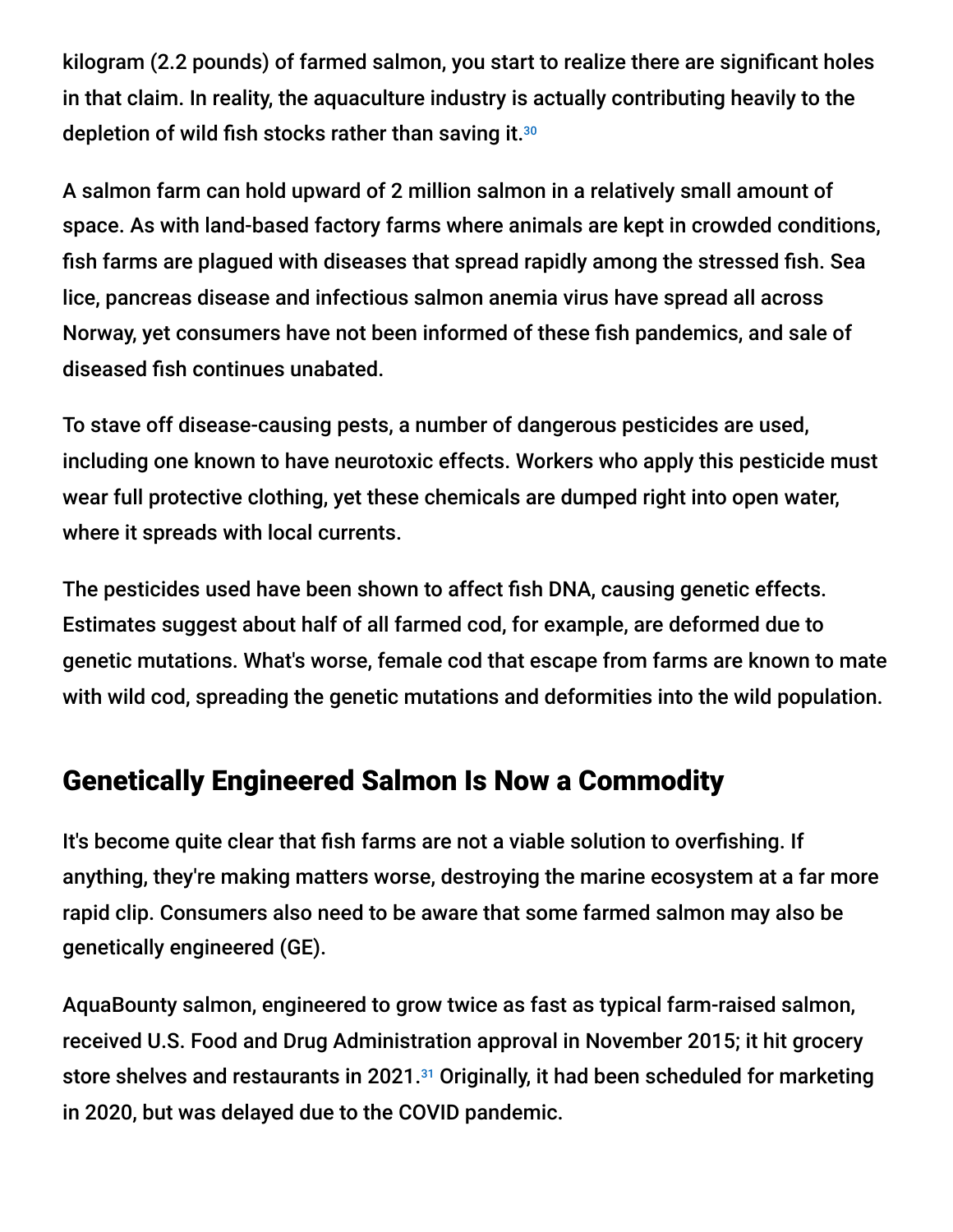kilogram (2.2 pounds) of farmed salmon, you start to realize there are significant holes in that claim. In reality, the aquaculture industry is actually contributing heavily to the depletion of wild fish stocks rather than saving it.[30]

A salmon farm can hold upward of 2 million salmon in a relatively small amount of space. As with land-based factory farms where animals are kept in crowded conditions, fish farms are plagued with diseases that spread rapidly among the stressed fish. Sea lice, pancreas disease and infectious salmon anemia virus have spread all across Norway, yet consumers have not been informed of these fish pandemics, and sale of diseased fish continues unabated.

To stave off disease-causing pests, a number of dangerous pesticides are used, including one known to have neurotoxic effects. Workers who apply this pesticide must wear full protective clothing, yet these chemicals are dumped right into open water, where it spreads with local currents.

The pesticides used have been shown to affect fish DNA, causing genetic effects. Estimates suggest about half of all farmed cod, for example, are deformed due to genetic mutations. What's worse, female cod that escape from farms are known to mate with wild cod, spreading the genetic mutations and deformities into the wild population.

## Genetically Engineered Salmon Is Now a Commodity

It's become quite clear that fish farms are not a viable solution to overfishing. If anything, they're making matters worse, destroying the marine ecosystem at a far more rapid clip. Consumers also need to be aware that some farmed salmon may also be genetically engineered (GE).

AquaBounty salmon, engineered to grow twice as fast as typical farm-raised salmon, received U.S. Food and Drug Administration approval in November 2015; it hit grocery store shelves and restaurants in 2021.[31] Originally, it had been scheduled for marketing in 2020, but was delayed due to the COVID pandemic.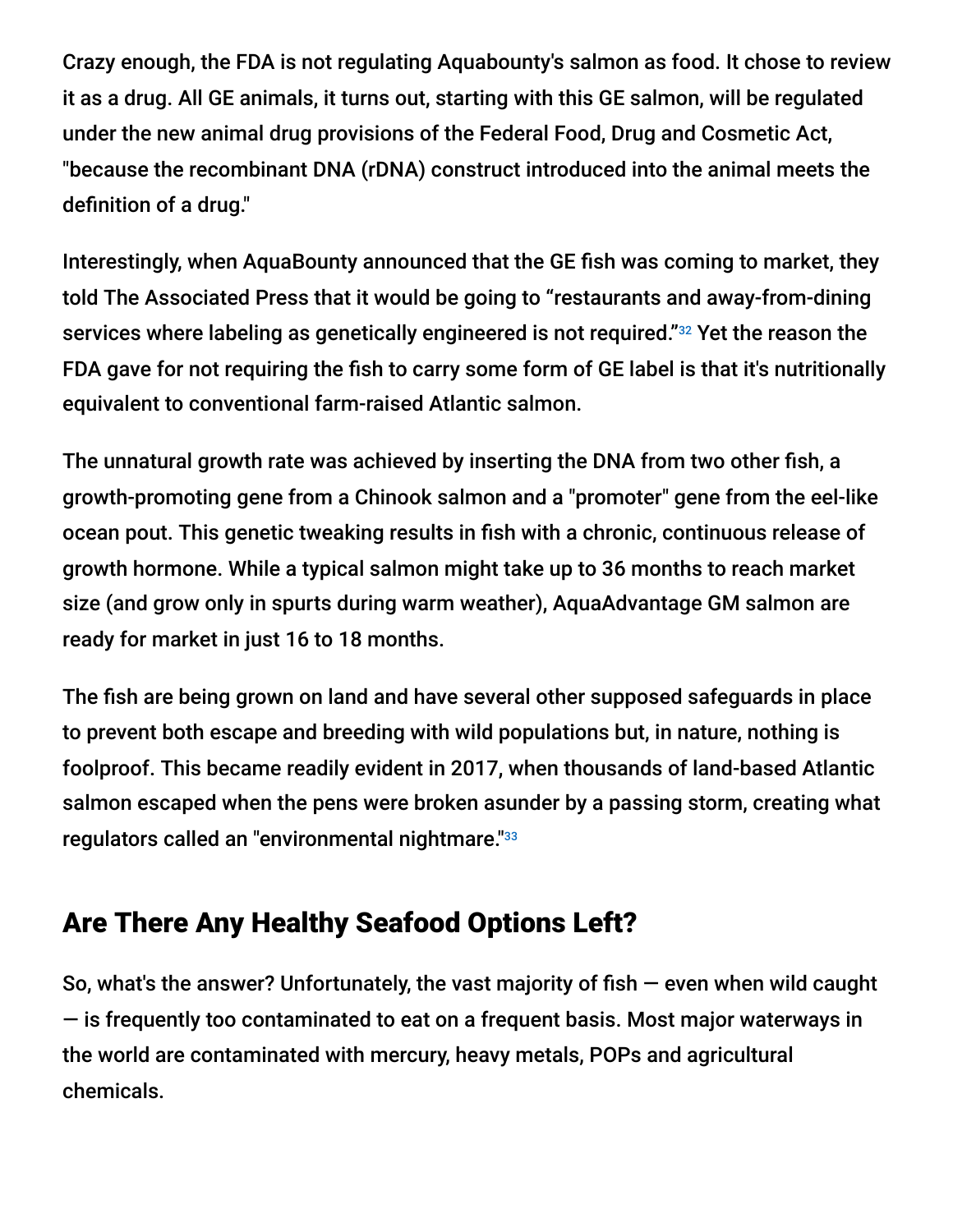Crazy enough, the FDA is not regulating Aquabounty's salmon as food. It chose to review it as a drug. All GE animals, it turns out, starting with this GE salmon, will be regulated under the new animal drug provisions of the Federal Food, Drug and Cosmetic Act, "because the recombinant DNA (rDNA) construct introduced into the animal meets the definition of a drug."

Interestingly, when AquaBounty announced that the GE fish was coming to market, they told The Associated Press that it would be going to “restaurants and away-from-dining services where labeling as genetically engineered is not required.”[32] Yet the reason the FDA gave for not requiring the fish to carry some form of GE label is that it's nutritionally equivalent to conventional farm-raised Atlantic salmon.

The unnatural growth rate was achieved by inserting the DNA from two other fish, a growth-promoting gene from a Chinook salmon and a "promoter" gene from the eel-like ocean pout. This genetic tweaking results in fish with a chronic, continuous release of growth hormone. While a typical salmon might take up to 36 months to reach market size (and grow only in spurts during warm weather), AquaAdvantage GM salmon are ready for market in just 16 to 18 months.

The fish are being grown on land and have several other supposed safeguards in place to prevent both escape and breeding with wild populations but, in nature, nothing is foolproof. This became readily evident in 2017, when thousands of land-based Atlantic salmon escaped when the pens were broken asunder by a passing storm, creating what regulators called an "environmental nightmare."[33]

## Are There Any Healthy Seafood Options Left?

So, what's the answer? Unfortunately, the vast majority of fish — even when wild caught — is frequently too contaminated to eat on a frequent basis. Most major waterways in the world are contaminated with mercury, heavy metals, POPs and agricultural chemicals.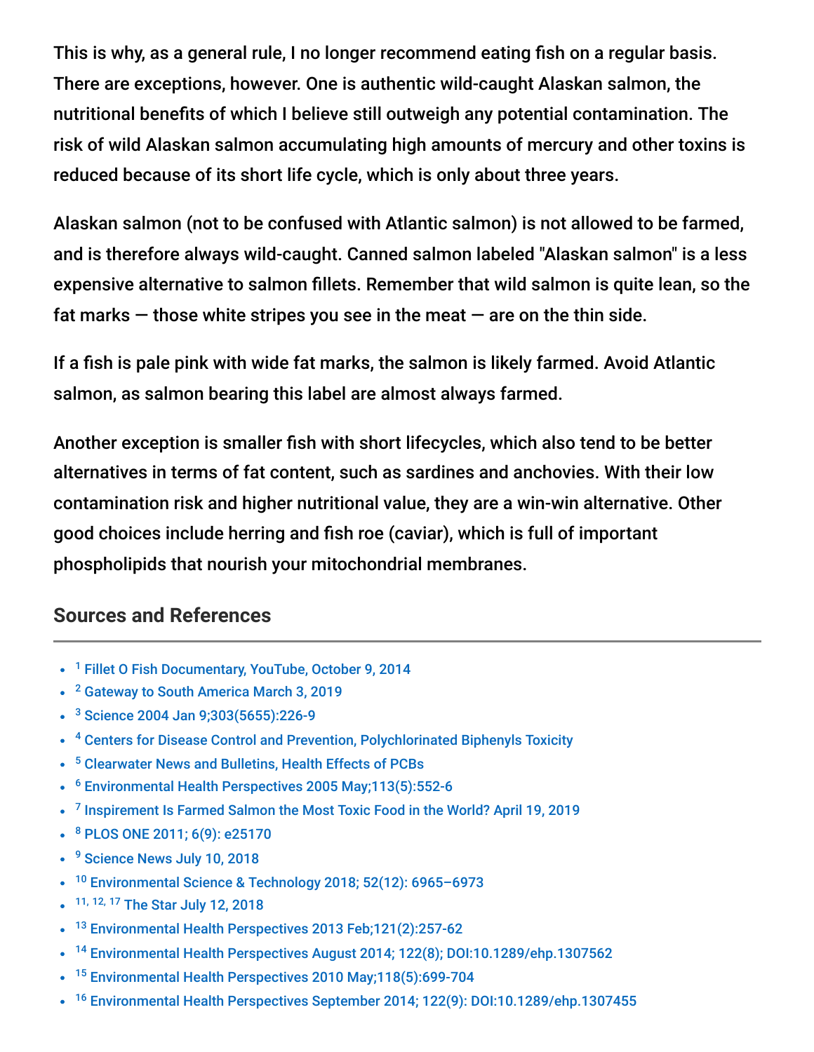This is why, as a general rule, I no longer recommend eating fish on a regular basis. There are exceptions, however. One is authentic wild-caught Alaskan salmon, the nutritional benefits of which I believe still outweigh any potential contamination. The risk of wild Alaskan salmon accumulating high amounts of mercury and other toxins is reduced because of its short life cycle, which is only about three years.

Alaskan salmon (not to be confused with Atlantic salmon) is not allowed to be farmed, and is therefore always wild-caught. Canned salmon labeled "Alaskan salmon" is a less expensive alternative to salmon fillets. Remember that wild salmon is quite lean, so the fat marks — those white stripes you see in the meat — are on the thin side.

If a fish is pale pink with wide fat marks, the salmon is likely farmed. Avoid Atlantic salmon, as salmon bearing this label are almost always farmed.

Another exception is smaller fish with short lifecycles, which also tend to be better alternatives in terms of fat content, such as sardines and anchovies. With their low contamination risk and higher nutritional value, they are a win-win alternative. Other good choices include herring and fish roe (caviar), which is full of important phospholipids that nourish your mitochondrial membranes.

## Sources and References

- [1] Fillet O Fish Documentary, YouTube, October 9, 2014
- [2] Gateway to South America March 3, 2019
- [3] Science 2004 Jan 9;303(5655):226-9
- [4] Centers for Disease Control and Prevention, Polychlorinated Biphenyls Toxicity
- [5] Clearwater News and Bulletins, Health Effects of PCBs
- [6] Environmental Health Perspectives 2005 May;113(5):552-6
- [7] Inspirement Is Farmed Salmon the Most Toxic Food in the World? April 19, 2019
- [8] PLOS ONE 2011; 6(9): e25170
- [9] Science News July 10, 2018
- [10] Environmental Science & Technology 2018; 52(12): 6965–6973
- [11, 12, 17] The Star July 12, 2018
- [13] Environmental Health Perspectives 2013 Feb;121(2):257-62
- [14] Environmental Health Perspectives August 2014; 122(8); DOI:10.1289/ehp.1307562
- [15] Environmental Health Perspectives 2010 May;118(5):699-704
- [16] Environmental Health Perspectives September 2014; 122(9): DOI:10.1289/ehp.1307455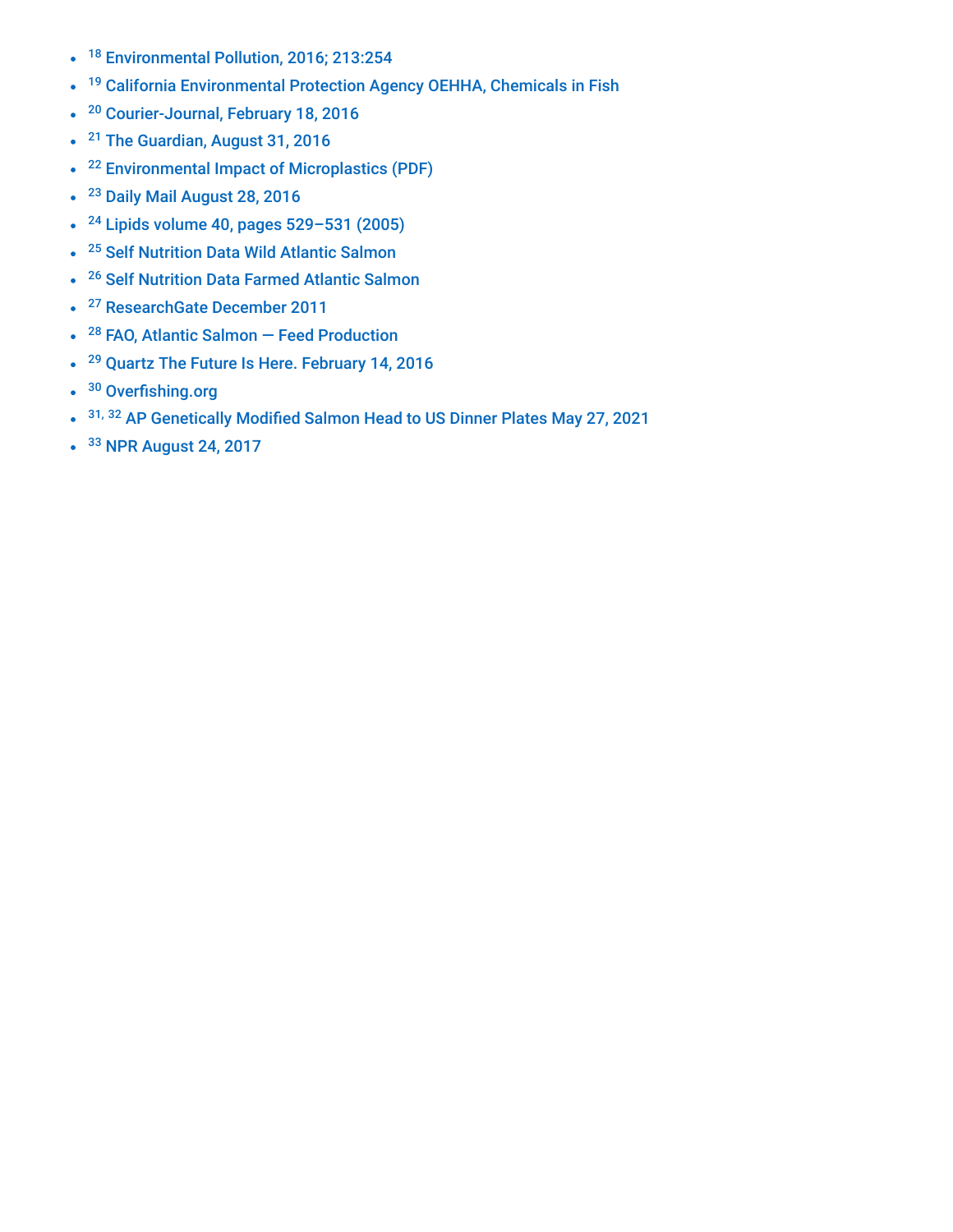- [18] Environmental Pollution, 2016; 213:254
- [19] California Environmental Protection Agency OEHHA, Chemicals in Fish
- [20] Courier-Journal, February 18, 2016
- [21] The Guardian, August 31, 2016
- [22] Environmental Impact of Microplastics (PDF)
- [23] Daily Mail August 28, 2016
- [24] Lipids volume 40, pages 529–531 (2005)
- [25] Self Nutrition Data Wild Atlantic Salmon
- [26] Self Nutrition Data Farmed Atlantic Salmon
- [27] ResearchGate December 2011
- [28] FAO, Atlantic Salmon — Feed Production
- [29] Quartz The Future Is Here. February 14, 2016
- [30] Overfishing.org
- [31, 32] AP Genetically Modified Salmon Head to US Dinner Plates May 27, 2021
- [33] NPR August 24, 2017